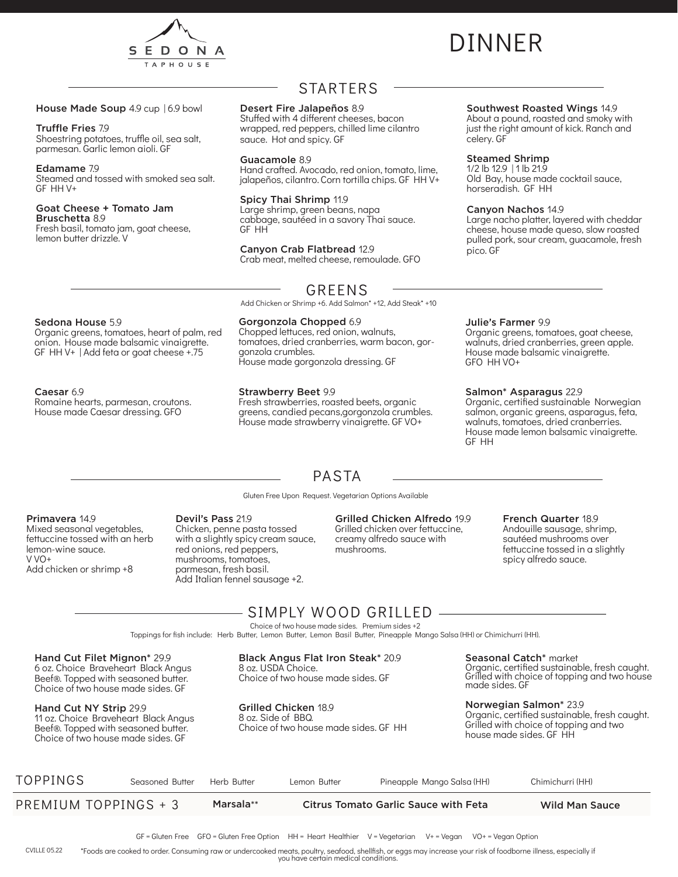# SEDONA TAPHOUSE

# DINNER

## STARTERS

**House Made Soup** 4.9 cup | 6.9 bowl

**Truffle Fries** 7.9
Shoestring potatoes, truffle oil, sea salt, parmesan. Garlic lemon aioli. GF

**Edamame** 7.9
Steamed and tossed with smoked sea salt. GF HH V+

**Goat Cheese + Tomato Jam Bruschetta** 8.9
Fresh basil, tomato jam, goat cheese, lemon butter drizzle. V

**Desert Fire Jalapeños** 8.9
Stuffed with 4 different cheeses, bacon wrapped, red peppers, chilled lime cilantro sauce. Hot and spicy. GF

**Guacamole** 8.9
Hand crafted. Avocado, red onion, tomato, lime, jalapeños, cilantro. Corn tortilla chips. GF HH V+

**Spicy Thai Shrimp** 11.9
Large shrimp, green beans, napa cabbage, sautéed in a savory Thai sauce. GF HH

**Canyon Crab Flatbread** 12.9
Crab meat, melted cheese, remoulade. GFO

**Southwest Roasted Wings** 14.9
About a pound, roasted and smoky with just the right amount of kick. Ranch and celery. GF

**Steamed Shrimp**
1/2 lb 12.9 | 1 lb 21.9
Old Bay, house made cocktail sauce, horseradish. GF HH

**Canyon Nachos** 14.9
Large nacho platter, layered with cheddar cheese, house made queso, slow roasted pulled pork, sour cream, guacamole, fresh pico. GF

## GREENS

Add Chicken or Shrimp +6. Add Salmon* +12, Add Steak* +10

**Sedona House** 5.9
Organic greens, tomatoes, heart of palm, red onion. House made balsamic vinaigrette. GF HH V+ | Add feta or goat cheese +.75

**Caesar** 6.9
Romaine hearts, parmesan, croutons. House made Caesar dressing. GFO

**Gorgonzola Chopped** 6.9
Chopped lettuces, red onion, walnuts, tomatoes, dried cranberries, warm bacon, gorgonzola crumbles.
House made gorgonzola dressing. GF

**Strawberry Beet** 9.9
Fresh strawberries, roasted beets, organic greens, candied pecans,gorgonzola crumbles. House made strawberry vinaigrette. GF VO+

**Julie's Farmer** 9.9
Organic greens, tomatoes, goat cheese, walnuts, dried cranberries, green apple. House made balsamic vinaigrette. GFO HH VO+

**Salmon* Asparagus** 22.9
Organic, certified sustainable Norwegian salmon, organic greens, asparagus, feta, walnuts, tomatoes, dried cranberries. House made lemon balsamic vinaigrette. GF HH

## PASTA

Gluten Free Upon Request. Vegetarian Options Available

**Primavera** 14.9
Mixed seasonal vegetables, fettuccine tossed with an herb lemon-wine sauce.
V VO+
Add chicken or shrimp +8

**Devil's Pass** 21.9
Chicken, penne pasta tossed with a slightly spicy cream sauce, red onions, red peppers, mushrooms, tomatoes, parmesan, fresh basil.
Add Italian fennel sausage +2.

**Grilled Chicken Alfredo** 19.9
Grilled chicken over fettuccine, creamy alfredo sauce with mushrooms.

**French Quarter** 18.9
Andouille sausage, shrimp, sautéed mushrooms over fettuccine tossed in a slightly spicy alfredo sauce.

## SIMPLY WOOD GRILLED

Choice of two house made sides. Premium sides +2
Toppings for fish include: Herb Butter, Lemon Butter, Lemon Basil Butter, Pineapple Mango Salsa (HH) or Chimichurri (HH).

**Hand Cut Filet Mignon*** 29.9
6 oz. Choice Braveheart Black Angus Beef®. Topped with seasoned butter. Choice of two house made sides. GF

**Hand Cut NY Strip** 29.9
11 oz. Choice Braveheart Black Angus Beef®. Topped with seasoned butter. Choice of two house made sides. GF

**Black Angus Flat Iron Steak*** 20.9
8 oz. USDA Choice.
Choice of two house made sides. GF

**Grilled Chicken** 18.9
8 oz. Side of BBQ.
Choice of two house made sides. GF HH

**Seasonal Catch*** market
Organic, certified sustainable, fresh caught. Grilled with choice of topping and two house made sides. GF

**Norwegian Salmon*** 23.9
Organic, certified sustainable, fresh caught. Grilled with choice of topping and two house made sides. GF HH

## TOPPINGS

Seasoned Butter | Herb Butter | Lemon Butter | Pineapple Mango Salsa (HH) | Chimichurri (HH)

## PREMIUM TOPPINGS + 3

Marsala** | Citrus Tomato Garlic Sauce with Feta | Wild Man Sauce

GF = Gluten Free GFO = Gluten Free Option HH = Heart Healthier V = Vegetarian V+ = Vegan VO+ = Vegan Option

CVILLE 05.22

*Foods are cooked to order. Consuming raw or undercooked meats, poultry, seafood, shellfish, or eggs may increase your risk of foodborne illness, especially if you have certain medical conditions.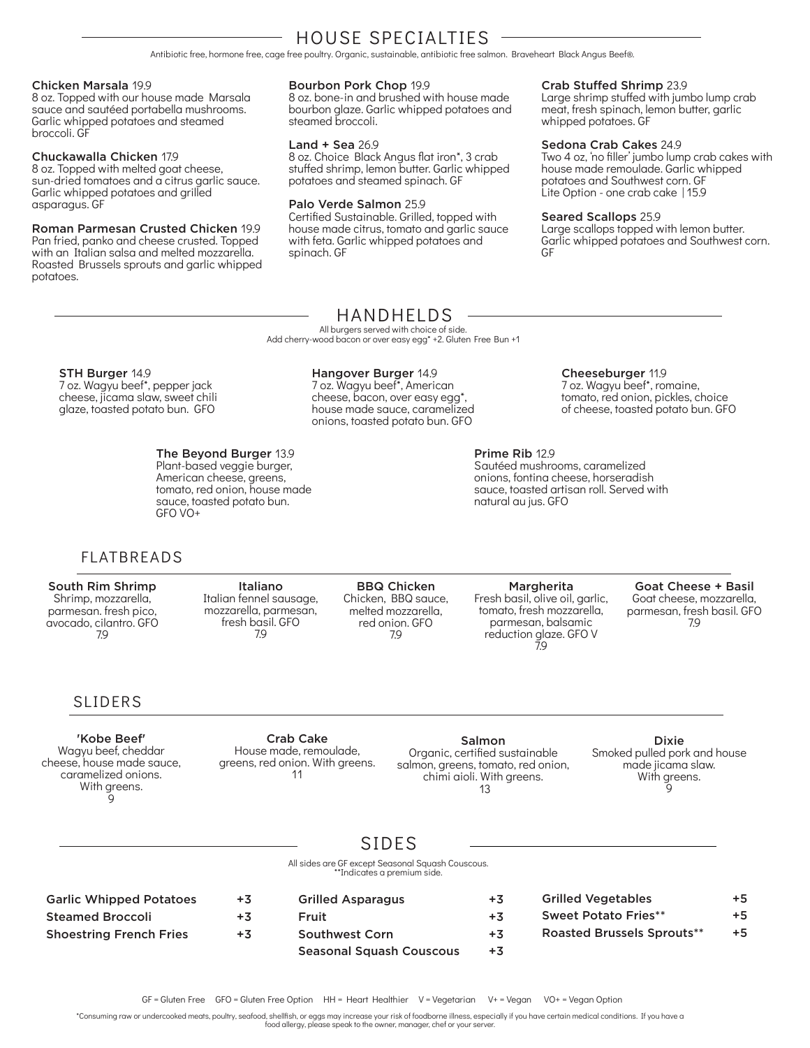## HOUSE SPECIALTIES

Antibiotic free, hormone free, cage free poultry. Organic, sustainable, antibiotic free salmon. Braveheart Black Angus Beef®.

**Chicken Marsala** 19.9
8 oz. Topped with our house made Marsala sauce and sautéed portabella mushrooms. Garlic whipped potatoes and steamed broccoli. GF

**Chuckawalla Chicken** 17.9
8 oz. Topped with melted goat cheese, sun-dried tomatoes and a citrus garlic sauce. Garlic whipped potatoes and grilled asparagus. GF

**Roman Parmesan Crusted Chicken** 19.9
Pan fried, panko and cheese crusted. Topped with an Italian salsa and melted mozzarella. Roasted Brussels sprouts and garlic whipped potatoes.

**Bourbon Pork Chop** 19.9
8 oz. bone-in and brushed with house made bourbon glaze. Garlic whipped potatoes and steamed broccoli.

**Land + Sea** 26.9
8 oz. Choice Black Angus flat iron*, 3 crab stuffed shrimp, lemon butter. Garlic whipped potatoes and steamed spinach. GF

**Palo Verde Salmon** 25.9
Certified Sustainable. Grilled, topped with house made citrus, tomato and garlic sauce with feta. Garlic whipped potatoes and spinach. GF

**Crab Stuffed Shrimp** 23.9
Large shrimp stuffed with jumbo lump crab meat, fresh spinach, lemon butter, garlic whipped potatoes. GF

**Sedona Crab Cakes** 24.9
Two 4 oz, 'no filler' jumbo lump crab cakes with house made remoulade. Garlic whipped potatoes and Southwest corn. GF
Lite Option - one crab cake | 15.9

**Seared Scallops** 25.9
Large scallops topped with lemon butter. Garlic whipped potatoes and Southwest corn. GF

## HANDHELDS

All burgers served with choice of side.
Add cherry-wood bacon or over easy egg* +2. Gluten Free Bun +1

**STH Burger** 14.9
7 oz. Wagyu beef*, pepper jack cheese, jicama slaw, sweet chili glaze, toasted potato bun. GFO

**Hangover Burger** 14.9
7 oz. Wagyu beef*, American cheese, bacon, over easy egg*, house made sauce, caramelized onions, toasted potato bun. GFO

**Cheeseburger** 11.9
7 oz. Wagyu beef*, romaine, tomato, red onion, pickles, choice of cheese, toasted potato bun. GFO

**The Beyond Burger** 13.9
Plant-based veggie burger, American cheese, greens, tomato, red onion, house made sauce, toasted potato bun. GFO VO+

**Prime Rib** 12.9
Sautéed mushrooms, caramelized onions, fontina cheese, horseradish sauce, toasted artisan roll. Served with natural au jus. GFO

## FLATBREADS

**South Rim Shrimp**
Shrimp, mozzarella, parmesan. fresh pico, avocado, cilantro. GFO
7.9

**Italiano**
Italian fennel sausage, mozzarella, parmesan, fresh basil. GFO
7.9

**BBQ Chicken**
Chicken, BBQ sauce, melted mozzarella, red onion. GFO
7.9

**Margherita**
Fresh basil, olive oil, garlic, tomato, fresh mozzarella, parmesan, balsamic reduction glaze. GFO V
7.9

**Goat Cheese + Basil**
Goat cheese, mozzarella, parmesan, fresh basil. GFO
7.9

## SLIDERS

**'Kobe Beef'**
Wagyu beef, cheddar cheese, house made sauce, caramelized onions. With greens.
9

**Crab Cake**
House made, remoulade, greens, red onion. With greens.
11

**Salmon**
Organic, certified sustainable salmon, greens, tomato, red onion, chimi aioli. With greens.
13

**Dixie**
Smoked pulled pork and house made jicama slaw. With greens.
9

## SIDES

All sides are GF except Seasonal Squash Couscous.
**Indicates a premium side.

| Side | Price |
|---|---|
| Garlic Whipped Potatoes | +3 |
| Steamed Broccoli | +3 |
| Shoestring French Fries | +3 |
| Grilled Asparagus | +3 |
| Fruit | +3 |
| Southwest Corn | +3 |
| Seasonal Squash Couscous | +3 |
| Grilled Vegetables | +5 |
| Sweet Potato Fries** | +5 |
| Roasted Brussels Sprouts** | +5 |

GF = Gluten Free GFO = Gluten Free Option HH = Heart Healthier V = Vegetarian V+ = Vegan VO+ = Vegan Option

*Consuming raw or undercooked meats, poultry, seafood, shellfish, or eggs may increase your risk of foodborne illness, especially if you have certain medical conditions. If you have a food allergy, please speak to the owner, manager, chef or your server.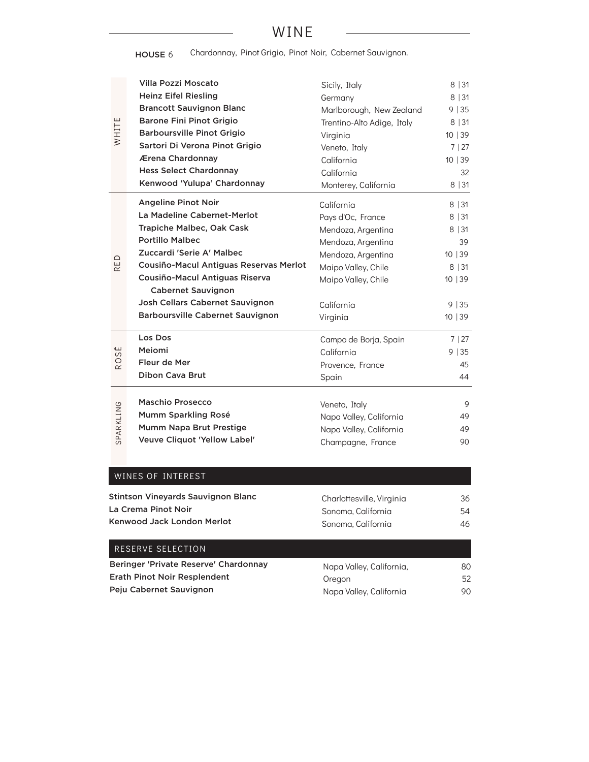# WINE

**HOUSE** 6 Chardonnay, Pinot Grigio, Pinot Noir, Cabernet Sauvignon.

## WHITE

| Wine | Region | Price |
|---|---|---|
| **Villa Pozzi Moscato** | Sicily, Italy | 8 \| 31 |
| **Heinz Eifel Riesling** | Germany | 8 \| 31 |
| **Brancott Sauvignon Blanc** | Marlborough, New Zealand | 9 \| 35 |
| **Barone Fini Pinot Grigio** | Trentino-Alto Adige, Italy | 8 \| 31 |
| **Barboursville Pinot Grigio** | Virginia | 10 \| 39 |
| **Sartori Di Verona Pinot Grigio** | Veneto, Italy | 7 \| 27 |
| **Ærena Chardonnay** | California | 10 \| 39 |
| **Hess Select Chardonnay** | California | 32 |
| **Kenwood 'Yulupa' Chardonnay** | Monterey, California | 8 \| 31 |

## RED

| Wine | Region | Price |
|---|---|---|
| **Angeline Pinot Noir** | California | 8 \| 31 |
| **La Madeline Cabernet-Merlot** | Pays d'Oc, France | 8 \| 31 |
| **Trapiche Malbec, Oak Cask** | Mendoza, Argentina | 8 \| 31 |
| **Portillo Malbec** | Mendoza, Argentina | 39 |
| **Zuccardi 'Serie A' Malbec** | Mendoza, Argentina | 10 \| 39 |
| **Cousiño-Macul Antiguas Reservas Merlot** | Maipo Valley, Chile | 8 \| 31 |
| **Cousiño-Macul Antiguas Riserva Cabernet Sauvignon** | Maipo Valley, Chile | 10 \| 39 |
| **Josh Cellars Cabernet Sauvignon** | California | 9 \| 35 |
| **Barboursville Cabernet Sauvignon** | Virginia | 10 \| 39 |

## ROSÉ

| Wine | Region | Price |
|---|---|---|
| **Los Dos** | Campo de Borja, Spain | 7 \| 27 |
| **Meiomi** | California | 9 \| 35 |
| **Fleur de Mer** | Provence, France | 45 |
| **Dibon Cava Brut** | Spain | 44 |

## SPARKLING

| Wine | Region | Price |
|---|---|---|
| **Maschio Prosecco** | Veneto, Italy | 9 |
| **Mumm Sparkling Rosé** | Napa Valley, California | 49 |
| **Mumm Napa Brut Prestige** | Napa Valley, California | 49 |
| **Veuve Cliquot 'Yellow Label'** | Champagne, France | 90 |

## WINES OF INTEREST

| Wine | Region | Price |
|---|---|---|
| **Stintson Vineyards Sauvignon Blanc** | Charlottesville, Virginia | 36 |
| **La Crema Pinot Noir** | Sonoma, California | 54 |
| **Kenwood Jack London Merlot** | Sonoma, California | 46 |

## RESERVE SELECTION

| Wine | Region | Price |
|---|---|---|
| **Beringer 'Private Reserve' Chardonnay** | Napa Valley, California, | 80 |
| **Erath Pinot Noir Resplendent** | Oregon | 52 |
| **Peju Cabernet Sauvignon** | Napa Valley, California | 90 |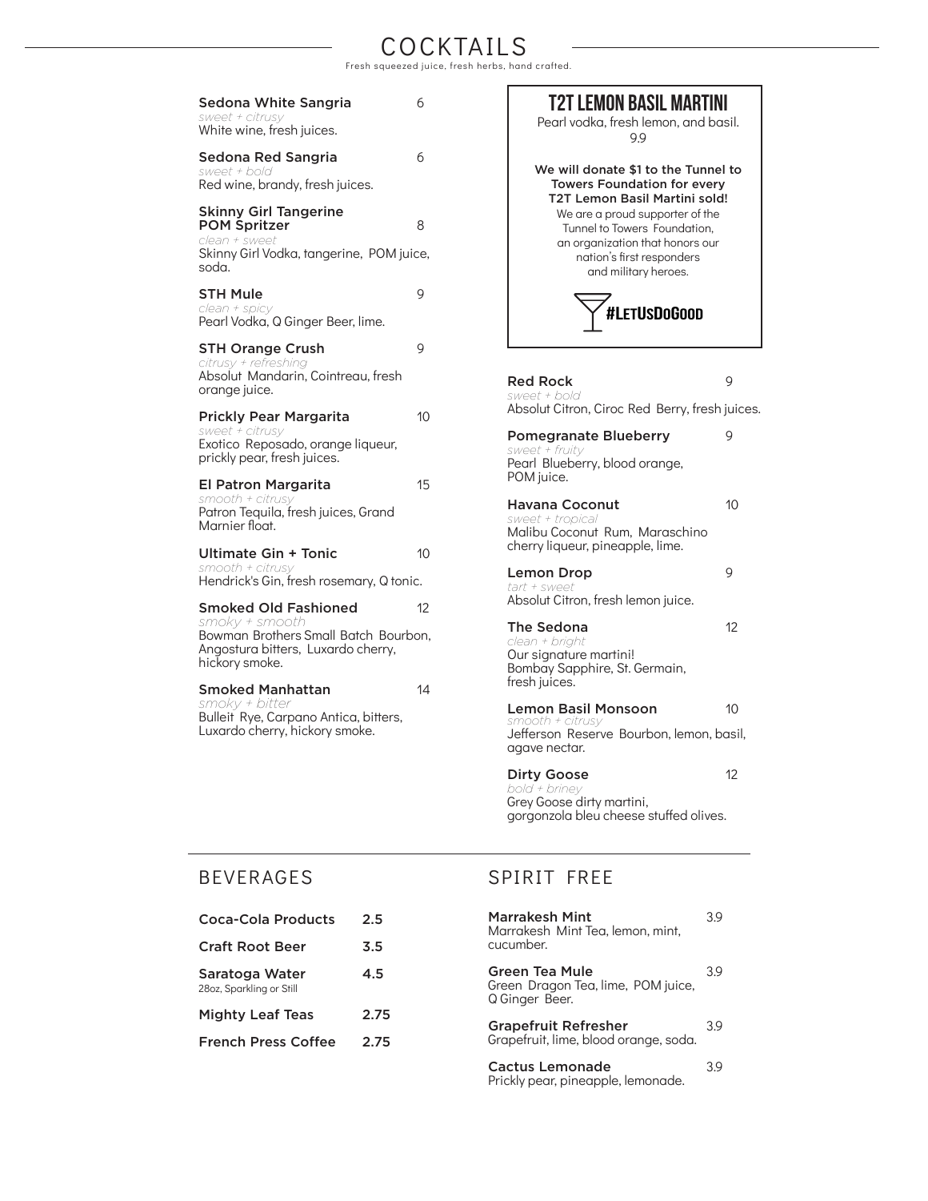# COCKTAILS

Fresh squeezed juice, fresh herbs, hand crafted.

**Sedona White Sangria** 6
*sweet + citrusy*
White wine, fresh juices.

**Sedona Red Sangria** 6
*sweet + bold*
Red wine, brandy, fresh juices.

**Skinny Girl Tangerine POM Spritzer** 8
*clean + sweet*
Skinny Girl Vodka, tangerine, POM juice, soda.

**STH Mule** 9
*clean + spicy*
Pearl Vodka, Q Ginger Beer, lime.

**STH Orange Crush** 9
*citrusy + refreshing*
Absolut Mandarin, Cointreau, fresh orange juice.

**Prickly Pear Margarita** 10
*sweet + citrusy*
Exotico Reposado, orange liqueur, prickly pear, fresh juices.

**El Patron Margarita** 15
*smooth + citrusy*
Patron Tequila, fresh juices, Grand Marnier float.

**Ultimate Gin + Tonic** 10
*smooth + citrusy*
Hendrick's Gin, fresh rosemary, Q tonic.

**Smoked Old Fashioned** 12
*smoky + smooth*
Bowman Brothers Small Batch Bourbon, Angostura bitters, Luxardo cherry, hickory smoke.

**Smoked Manhattan** 14
*smoky + bitter*
Bulleit Rye, Carpano Antica, bitters, Luxardo cherry, hickory smoke.

## T2T LEMON BASIL MARTINI

Pearl vodka, fresh lemon, and basil.
9.9

**We will donate $1 to the Tunnel to Towers Foundation for every T2T Lemon Basil Martini sold!**
We are a proud supporter of the Tunnel to Towers Foundation, an organization that honors our nation's first responders and military heroes.

**#LetUsDoGood**

**Red Rock** 9
*sweet + bold*
Absolut Citron, Ciroc Red Berry, fresh juices.

**Pomegranate Blueberry** 9
*sweet + fruity*
Pearl Blueberry, blood orange, POM juice.

**Havana Coconut** 10
*sweet + tropical*
Malibu Coconut Rum, Maraschino cherry liqueur, pineapple, lime.

**Lemon Drop** 9
*tart + sweet*
Absolut Citron, fresh lemon juice.

**The Sedona** 12
*clean + bright*
Our signature martini!
Bombay Sapphire, St. Germain, fresh juices.

**Lemon Basil Monsoon** 10
*smooth + citrusy*
Jefferson Reserve Bourbon, lemon, basil, agave nectar.

**Dirty Goose** 12
*bold + briney*
Grey Goose dirty martini, gorgonzola bleu cheese stuffed olives.

# BEVERAGES

**Coca-Cola Products** 2.5

**Craft Root Beer** 3.5

**Saratoga Water** 4.5
28oz, Sparkling or Still

**Mighty Leaf Teas** 2.75

**French Press Coffee** 2.75

# SPIRIT FREE

**Marrakesh Mint** 3.9
Marrakesh Mint Tea, lemon, mint, cucumber.

**Green Tea Mule** 3.9
Green Dragon Tea, lime, POM juice, Q Ginger Beer.

**Grapefruit Refresher** 3.9
Grapefruit, lime, blood orange, soda.

**Cactus Lemonade** 3.9
Prickly pear, pineapple, lemonade.